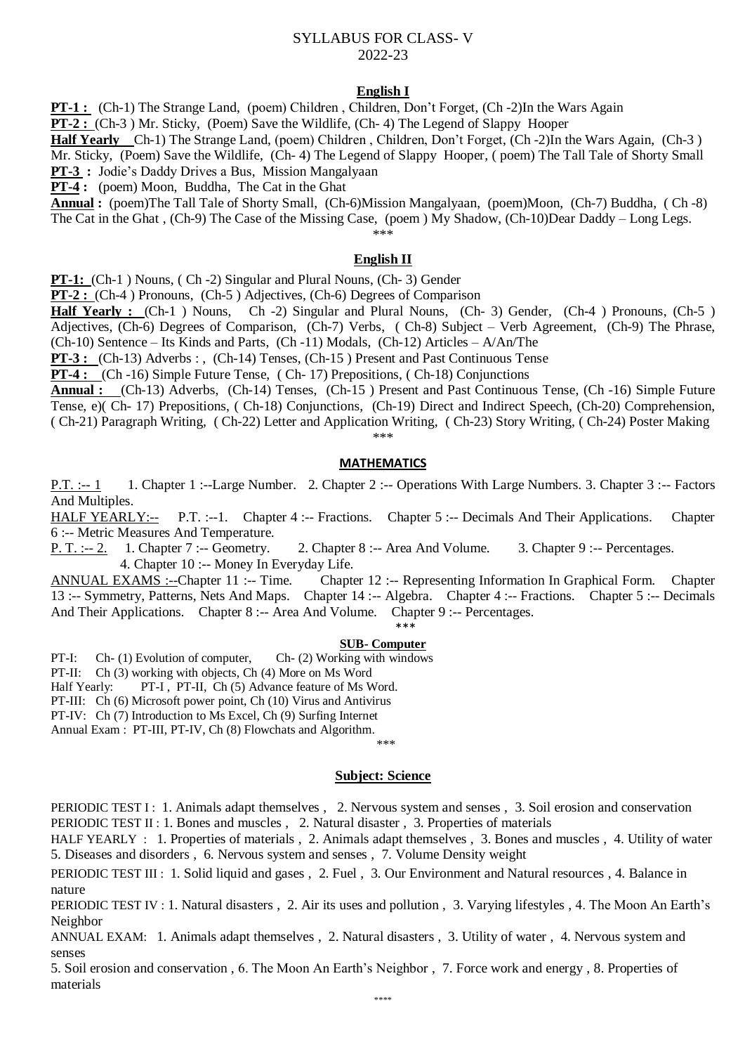# SYLLABUS FOR CLASS- V
## 2022-23

### English I

**PT-1 :** (Ch-1) The Strange Land, (poem) Children , Children, Don't Forget, (Ch -2)In the Wars Again

**PT-2 :** (Ch-3 ) Mr. Sticky, (Poem) Save the Wildlife, (Ch- 4) The Legend of Slappy Hooper

**Half Yearly** Ch-1) The Strange Land, (poem) Children , Children, Don't Forget, (Ch -2)In the Wars Again, (Ch-3 ) Mr. Sticky, (Poem) Save the Wildlife, (Ch- 4) The Legend of Slappy Hooper, ( poem) The Tall Tale of Shorty Small

**PT-3 :** Jodie's Daddy Drives a Bus, Mission Mangalyaan

**PT-4 :** (poem) Moon, Buddha, The Cat in the Ghat

**Annual :** (poem)The Tall Tale of Shorty Small, (Ch-6)Mission Mangalyaan, (poem)Moon, (Ch-7) Buddha, ( Ch -8) The Cat in the Ghat , (Ch-9) The Case of the Missing Case, (poem ) My Shadow, (Ch-10)Dear Daddy – Long Legs.

***

### English II

**PT-1:** (Ch-1 ) Nouns, ( Ch -2) Singular and Plural Nouns, (Ch- 3) Gender

**PT-2 :** (Ch-4 ) Pronouns, (Ch-5 ) Adjectives, (Ch-6) Degrees of Comparison

**Half Yearly :** (Ch-1 ) Nouns, Ch -2) Singular and Plural Nouns, (Ch- 3) Gender, (Ch-4 ) Pronouns, (Ch-5 ) Adjectives, (Ch-6) Degrees of Comparison, (Ch-7) Verbs, ( Ch-8) Subject – Verb Agreement, (Ch-9) The Phrase, (Ch-10) Sentence – Its Kinds and Parts, (Ch -11) Modals, (Ch-12) Articles – A/An/The

**PT-3 :** (Ch-13) Adverbs : , (Ch-14) Tenses, (Ch-15 ) Present and Past Continuous Tense

**PT-4 :** (Ch -16) Simple Future Tense, ( Ch- 17) Prepositions, ( Ch-18) Conjunctions

**Annual :** (Ch-13) Adverbs, (Ch-14) Tenses, (Ch-15 ) Present and Past Continuous Tense, (Ch -16) Simple Future Tense, e)( Ch- 17) Prepositions, ( Ch-18) Conjunctions, (Ch-19) Direct and Indirect Speech, (Ch-20) Comprehension, ( Ch-21) Paragraph Writing, ( Ch-22) Letter and Application Writing, ( Ch-23) Story Writing, ( Ch-24) Poster Making

***

### MATHEMATICS

P.T. :-- 1 1. Chapter 1 :--Large Number. 2. Chapter 2 :-- Operations With Large Numbers. 3. Chapter 3 :-- Factors And Multiples.

HALF YEARLY:-- P.T. :--1. Chapter 4 :-- Fractions. Chapter 5 :-- Decimals And Their Applications. Chapter 6 :-- Metric Measures And Temperature.

P. T. :-- 2. 1. Chapter 7 :-- Geometry. 2. Chapter 8 :-- Area And Volume. 3. Chapter 9 :-- Percentages. 4. Chapter 10 :-- Money In Everyday Life.

ANNUAL EXAMS :--Chapter 11 :-- Time. Chapter 12 :-- Representing Information In Graphical Form. Chapter 13 :-- Symmetry, Patterns, Nets And Maps. Chapter 14 :-- Algebra. Chapter 4 :-- Fractions. Chapter 5 :-- Decimals And Their Applications. Chapter 8 :-- Area And Volume. Chapter 9 :-- Percentages.

***

### SUB- Computer

PT-I: Ch- (1) Evolution of computer, Ch- (2) Working with windows

PT-II: Ch (3) working with objects, Ch (4) More on Ms Word

Half Yearly: PT-I , PT-II, Ch (5) Advance feature of Ms Word.

PT-III: Ch (6) Microsoft power point, Ch (10) Virus and Antivirus

PT-IV: Ch (7) Introduction to Ms Excel, Ch (9) Surfing Internet

Annual Exam : PT-III, PT-IV, Ch (8) Flowchats and Algorithm.

***

### Subject: Science

PERIODIC TEST I : 1. Animals adapt themselves , 2. Nervous system and senses , 3. Soil erosion and conservation

PERIODIC TEST II : 1. Bones and muscles , 2. Natural disaster , 3. Properties of materials

HALF YEARLY : 1. Properties of materials , 2. Animals adapt themselves , 3. Bones and muscles , 4. Utility of water 5. Diseases and disorders , 6. Nervous system and senses , 7. Volume Density weight

PERIODIC TEST III : 1. Solid liquid and gases , 2. Fuel , 3. Our Environment and Natural resources , 4. Balance in nature

PERIODIC TEST IV : 1. Natural disasters , 2. Air its uses and pollution , 3. Varying lifestyles , 4. The Moon An Earth's Neighbor

ANNUAL EXAM: 1. Animals adapt themselves , 2. Natural disasters , 3. Utility of water , 4. Nervous system and senses

5. Soil erosion and conservation , 6. The Moon An Earth's Neighbor , 7. Force work and energy , 8. Properties of materials

****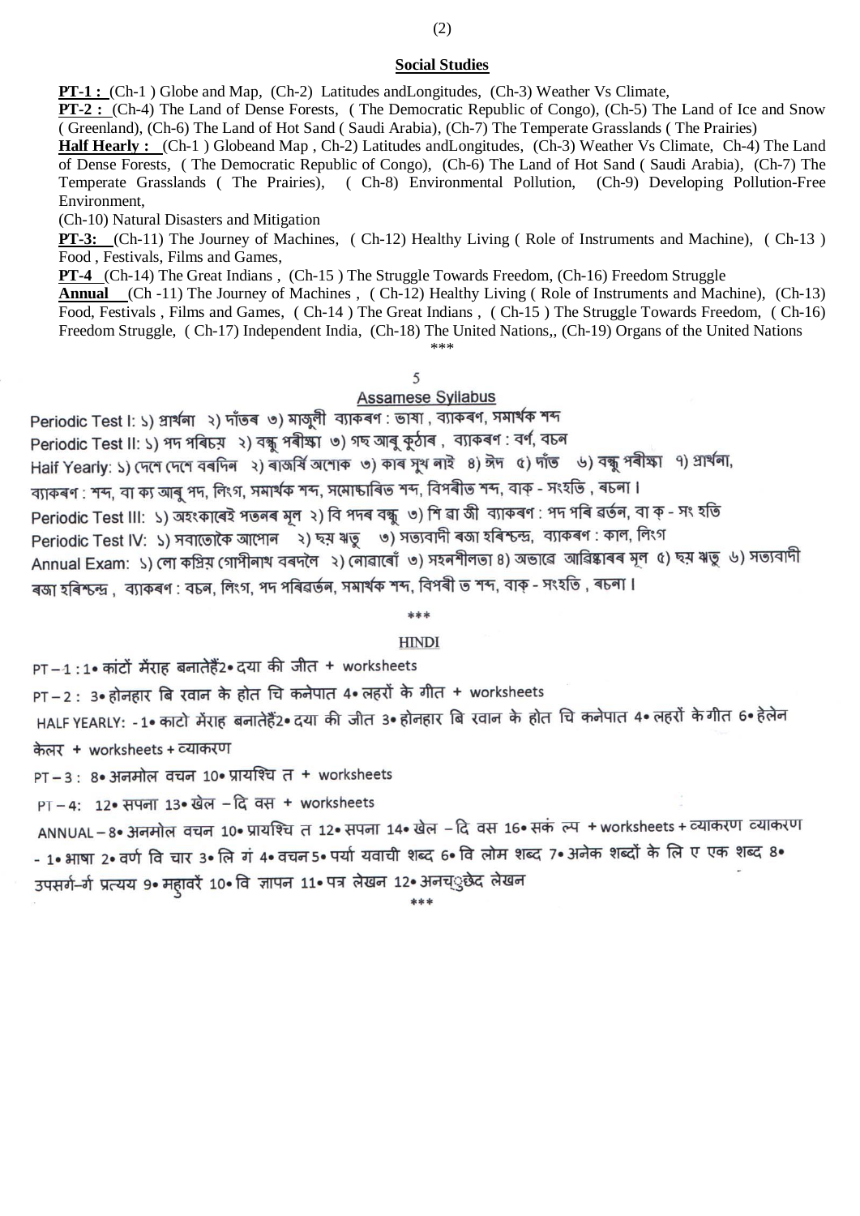## Social Studies

**PT-1 :** (Ch-1 ) Globe and Map, (Ch-2) Latitudes andLongitudes, (Ch-3) Weather Vs Climate,

**PT-2 :** (Ch-4) The Land of Dense Forests, ( The Democratic Republic of Congo), (Ch-5) The Land of Ice and Snow ( Greenland), (Ch-6) The Land of Hot Sand ( Saudi Arabia), (Ch-7) The Temperate Grasslands ( The Prairies)

**Half Hearly :** (Ch-1 ) Globeand Map , Ch-2) Latitudes andLongitudes, (Ch-3) Weather Vs Climate, Ch-4) The Land of Dense Forests, ( The Democratic Republic of Congo), (Ch-6) The Land of Hot Sand ( Saudi Arabia), (Ch-7) The Temperate Grasslands ( The Prairies), ( Ch-8) Environmental Pollution, (Ch-9) Developing Pollution-Free Environment,

(Ch-10) Natural Disasters and Mitigation

**PT-3:** (Ch-11) The Journey of Machines, ( Ch-12) Healthy Living ( Role of Instruments and Machine), ( Ch-13 ) Food , Festivals, Films and Games,

**PT-4** (Ch-14) The Great Indians , (Ch-15 ) The Struggle Towards Freedom, (Ch-16) Freedom Struggle

**Annual** (Ch -11) The Journey of Machines , ( Ch-12) Healthy Living ( Role of Instruments and Machine), (Ch-13) Food, Festivals , Films and Games, ( Ch-14 ) The Great Indians , ( Ch-15 ) The Struggle Towards Freedom, ( Ch-16) Freedom Struggle, ( Ch-17) Independent India, (Ch-18) The United Nations,, (Ch-19) Organs of the United Nations

***

5

## Assamese Syllabus

Periodic Test I: ১) প্ৰাৰ্থনা ২) দাঁতৰ ৩) মাজুলী ব্যাকৰণ : ভাষা , ব্যাকৰণ, সমাৰ্থক শব্দ

Periodic Test II: ১) পদ পৰিচয় ২) বন্ধু পৰীক্ষা ৩) গছ আৰু কুঠাৰ , ব্যাকৰণ : বৰ্ণ, বচন

Half Yearly: ১) দেশে দেশে বৰদিন ২) ৰাজৰ্ষি অশোক ৩) কাৰ সুখ নাই ৪) ঈদ ৫) দাঁত ৬) বন্ধু পৰীক্ষা ৭) প্ৰাৰ্থনা, ব্যাকৰণ : শব্দ, বা ক্য আৰু পদ, লিংগ, সমাৰ্থক শব্দ, সমোচ্চাৰিত শব্দ, বিপৰীত শব্দ, বাক্ - সংহতি , ৰচনা ।

Periodic Test III: ১) অহংকাৰেই পতনৰ মূল ২) বি পদৰ বন্ধু ৩) শি ৱা জী ব্যাকৰণ : পদ পৰি ৱৰ্তন, বা ক্ - সং হতি

Periodic Test IV: ১) সবাতোকৈ আপোন ২) ছয় ঋতু ৩) সত্যবাদী ৰজা হৰিশ্চন্দ্ৰ, ব্যাকৰণ : কাল, লিংগ

Annual Exam: ১) লো কপ্ৰিয় গোপীনাথ বৰদলৈ ২) নোৱাৰোঁ ৩) সহনশীলতা ৪) অভাৱে আৱিষ্কাৰৰ মূল ৫) ছয় ঋতু ৬) সত্যবাদী ৰজা হৰিশ্চন্দ্ৰ , ব্যাকৰণ : বচন, লিংগ, পদ পৰিৱৰ্তন, সমাৰ্থক শব্দ, বিপৰী ত শব্দ, বাক্ - সংহতি , ৰচনা ।

***

## HINDI

PT – 1 : 1• कांटों मेंराह बनातेहैं2• दया की जीत + worksheets

PT – 2 : 3• होनहार बि रवान के होत चि कनेपात 4• लहरों के गीत + worksheets

HALF YEARLY: - 1• काटो मेंराह बनातेहैं2• दया की जीत 3• होनहार बि रवान के होत चि कनेपात 4• लहरों के गीत 6• हेलेन केलर + worksheets + व्याकरण

PT – 3 : 8• अनमोल वचन 10• प्रायश्चि त + worksheets

PT – 4: 12• सपना 13• खेल – दि वस + worksheets

ANNUAL – 8• अनमोल वचन 10• प्रायश्चि त 12• सपना 14• खेल – दि वस 16• सकं ल्प + worksheets + व्याकरण व्याकरण - 1• भाषा 2• वर्ण वि चार 3• लि गं 4• वचन 5• पर्या यवाची शब्द 6• वि लोम शब्द 7• अनेक शब्दों के लि ए एक शब्द 8• उपसर्ग–र्ग प्रत्यय 9• मुहावरें 10• वि ज्ञापन 11• पत्र लेखन 12• अनच्ुछेद लेखन

***